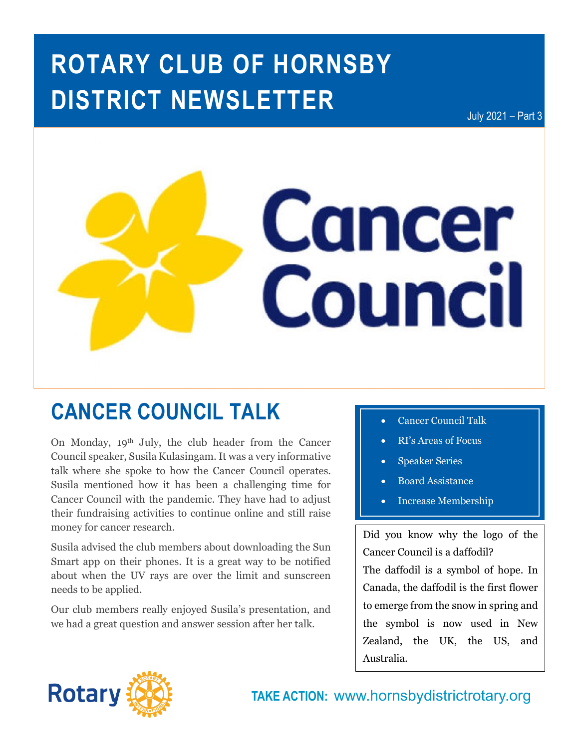# ROTARY CLUB OF HORNSBY DISTRICT NEWSLETTER

July 2021 – Part 3

## CANCER COUNCIL TALK

On Monday, 19th July, the club header from the Cancer Council speaker, Susila Kulasingam. It was a very informative talk where she spoke to how the Cancer Council operates. Susila mentioned how it has been a challenging time for Cancer Council with the pandemic. They have had to adjust their fundraising activities to continue online and still raise money for cancer research.

Susila advised the club members about downloading the Sun Smart app on their phones. It is a great way to be notified about when the UV rays are over the limit and sunscreen needs to be applied.

Our club members really enjoyed Susila's presentation, and we had a great question and answer session after her talk.

- Cancer Council Talk
- RI's Areas of Focus
- Speaker Series
- Board Assistance
- Increase Membership

Did you know why the logo of the Cancer Council is a daffodil?
The daffodil is a symbol of hope. In Canada, the daffodil is the first flower to emerge from the snow in spring and the symbol is now used in New Zealand, the UK, the US, and Australia.

**TAKE ACTION:** www.hornsbydistrictrotary.org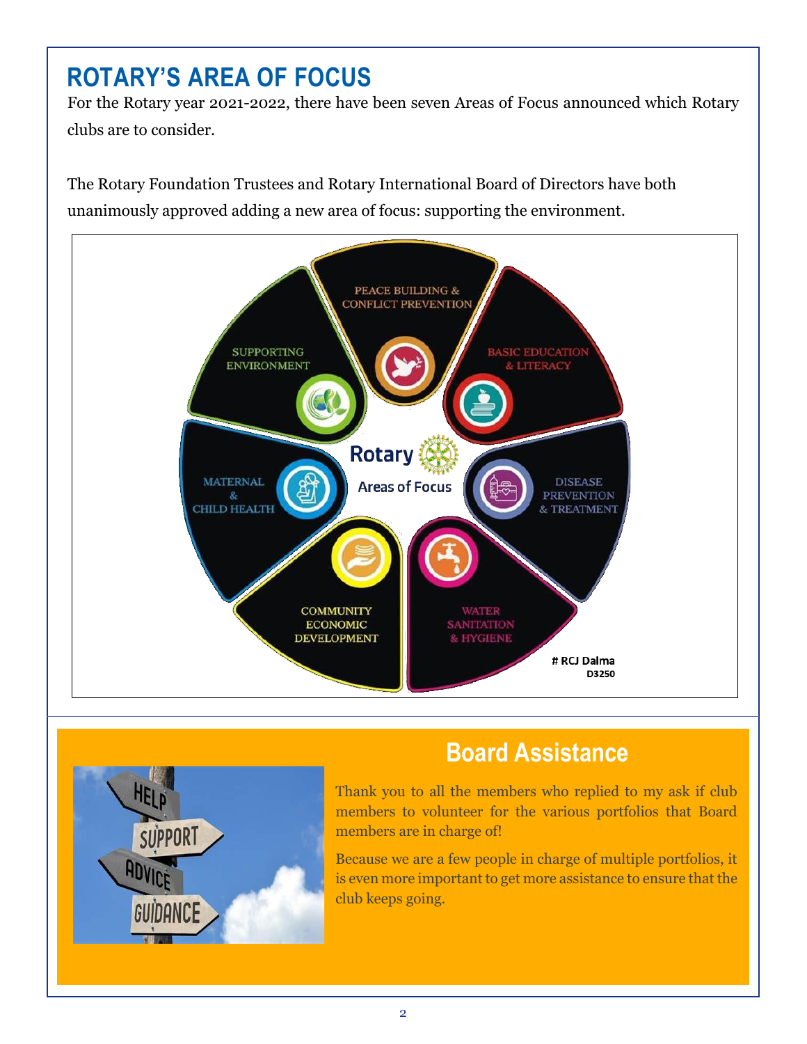# ROTARY'S AREA OF FOCUS

For the Rotary year 2021-2022, there have been seven Areas of Focus announced which Rotary clubs are to consider.

The Rotary Foundation Trustees and Rotary International Board of Directors have both unanimously approved adding a new area of focus: supporting the environment.

PEACE BUILDING & CONFLICT PREVENTION

BASIC EDUCATION & LITERACY

DISEASE PREVENTION & TREATMENT

WATER SANITATION & HYGIENE

COMMUNITY ECONOMIC DEVELOPMENT

MATERNAL & CHILD HEALTH

SUPPORTING ENVIRONMENT

Rotary Areas of Focus

# RCJ Dalma D3250

## Board Assistance

HELP SUPPORT ADVICE GUIDANCE

Thank you to all the members who replied to my ask if club members to volunteer for the various portfolios that Board members are in charge of!

Because we are a few people in charge of multiple portfolios, it is even more important to get more assistance to ensure that the club keeps going.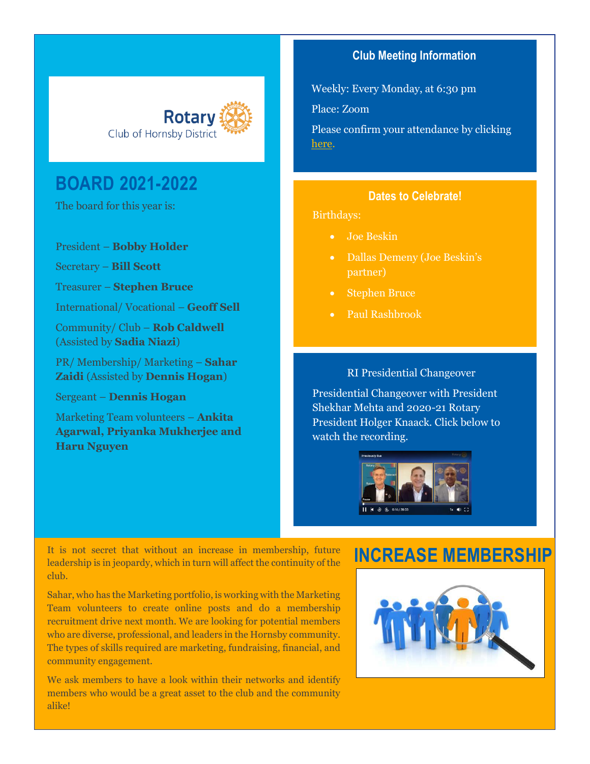Rotary Club of Hornsby District

# BOARD 2021-2022

The board for this year is:

President – **Bobby Holder**

Secretary – **Bill Scott**

Treasurer – **Stephen Bruce**

International/ Vocational – **Geoff Sell**

Community/ Club – **Rob Caldwell** (Assisted by **Sadia Niazi**)

PR/ Membership/ Marketing – **Sahar Zaidi** (Assisted by **Dennis Hogan**)

Sergeant – **Dennis Hogan**

Marketing Team volunteers – **Ankita Agarwal, Priyanka Mukherjee and Haru Nguyen**

## Club Meeting Information

Weekly: Every Monday, at 6:30 pm

Place: Zoom

Please confirm your attendance by clicking here.

## Dates to Celebrate!

Birthdays:

- Joe Beskin
- Dallas Demeny (Joe Beskin's partner)
- Stephen Bruce
- Paul Rashbrook

## RI Presidential Changeover

Presidential Changeover with President Shekhar Mehta and 2020-21 Rotary President Holger Knaack. Click below to watch the recording.

# INCREASE MEMBERSHIP

It is not secret that without an increase in membership, future leadership is in jeopardy, which in turn will affect the continuity of the club.

Sahar, who has the Marketing portfolio, is working with the Marketing Team volunteers to create online posts and do a membership recruitment drive next month. We are looking for potential members who are diverse, professional, and leaders in the Hornsby community. The types of skills required are marketing, fundraising, financial, and community engagement.

We ask members to have a look within their networks and identify members who would be a great asset to the club and the community alike!